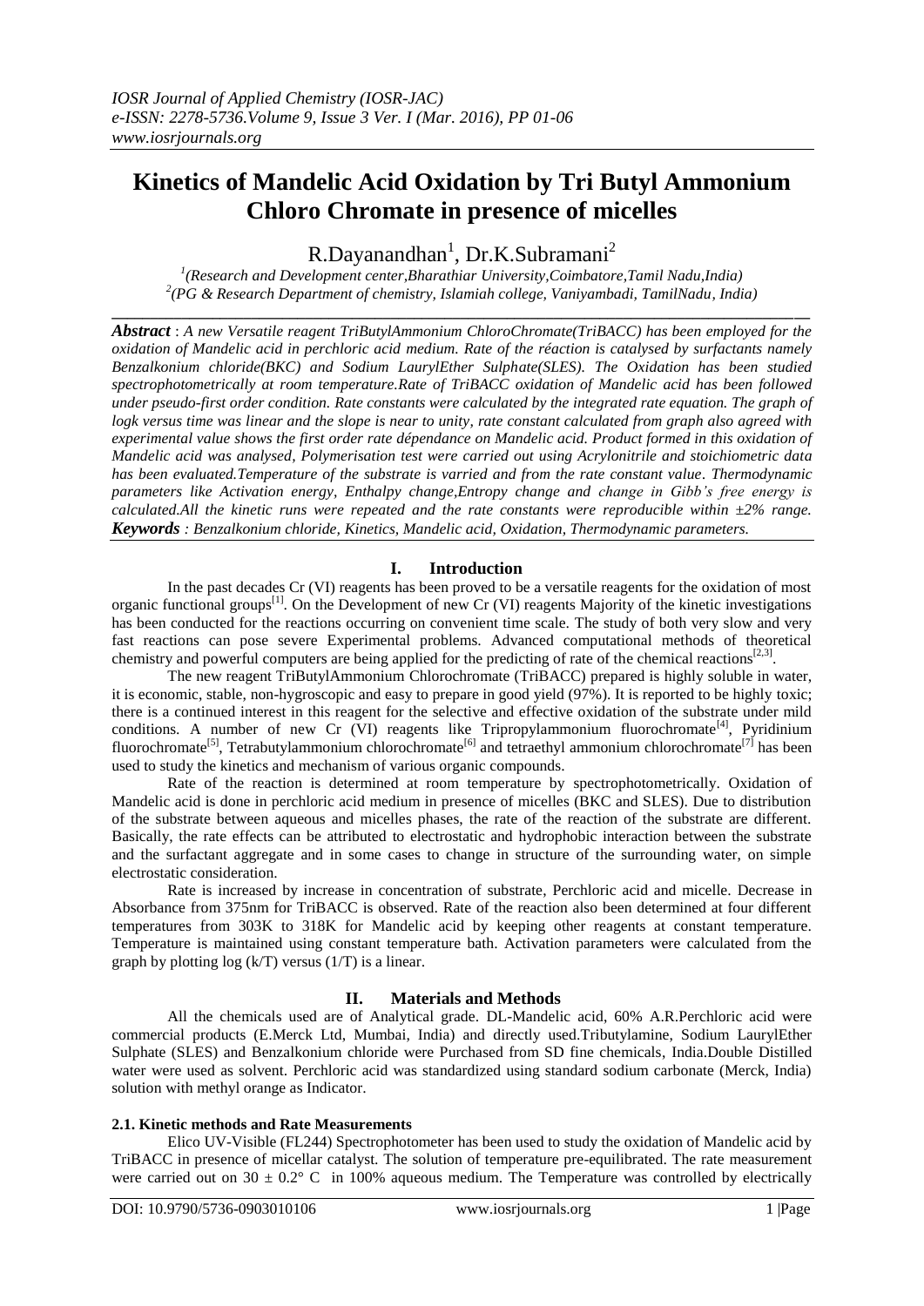# Kinetics of Mandelic Acid Oxidation by Tri Butyl Ammonium Chloro Chromate in presence of micelles

R.Dayanandhan[1], Dr.K.Subramani[2]

[1](Research and Development center,Bharathiar University,Coimbatore,Tamil Nadu,India)
[2](PG & Research Department of chemistry, Islamiah college, Vaniyambadi, TamilNadu, India)

***Abstract*** : *A new Versatile reagent TriButylAmmonium ChloroChromate(TriBACC) has been employed for the oxidation of Mandelic acid in perchloric acid medium. Rate of the réaction is catalysed by surfactants namely Benzalkonium chloride(BKC) and Sodium LaurylEther Sulphate(SLES). The Oxidation has been studied spectrophotometrically at room temperature.Rate of TriBACC oxidation of Mandelic acid has been followed under pseudo-first order condition. Rate constants were calculated by the integrated rate equation. The graph of logk versus time was linear and the slope is near to unity, rate constant calculated from graph also agreed with experimental value shows the first order rate dépendance on Mandelic acid. Product formed in this oxidation of Mandelic acid was analysed, Polymerisation test were carried out using Acrylonitrile and stoichiometric data has been evaluated.Temperature of the substrate is varried and from the rate constant value. Thermodynamic parameters like Activation energy, Enthalpy change,Entropy change and change in Gibb's free energy is calculated.All the kinetic runs were repeated and the rate constants were reproducible within ±2% range.*

***Keywords*** *: Benzalkonium chloride, Kinetics, Mandelic acid, Oxidation, Thermodynamic parameters.*

## I. Introduction

In the past decades Cr (VI) reagents has been proved to be a versatile reagents for the oxidation of most organic functional groups[1]. On the Development of new Cr (VI) reagents Majority of the kinetic investigations has been conducted for the reactions occurring on convenient time scale. The study of both very slow and very fast reactions can pose severe Experimental problems. Advanced computational methods of theoretical chemistry and powerful computers are being applied for the predicting of rate of the chemical reactions[2,3].

The new reagent TriButylAmmonium Chlorochromate (TriBACC) prepared is highly soluble in water, it is economic, stable, non-hygroscopic and easy to prepare in good yield (97%). It is reported to be highly toxic; there is a continued interest in this reagent for the selective and effective oxidation of the substrate under mild conditions. A number of new Cr (VI) reagents like Tripropylammonium fluorochromate[4], Pyridinium fluorochromate[5], Tetrabutylammonium chlorochromate[6] and tetraethyl ammonium chlorochromate[7] has been used to study the kinetics and mechanism of various organic compounds.

Rate of the reaction is determined at room temperature by spectrophotometrically. Oxidation of Mandelic acid is done in perchloric acid medium in presence of micelles (BKC and SLES). Due to distribution of the substrate between aqueous and micelles phases, the rate of the reaction of the substrate are different. Basically, the rate effects can be attributed to electrostatic and hydrophobic interaction between the substrate and the surfactant aggregate and in some cases to change in structure of the surrounding water, on simple electrostatic consideration.

Rate is increased by increase in concentration of substrate, Perchloric acid and micelle. Decrease in Absorbance from 375nm for TriBACC is observed. Rate of the reaction also been determined at four different temperatures from 303K to 318K for Mandelic acid by keeping other reagents at constant temperature. Temperature is maintained using constant temperature bath. Activation parameters were calculated from the graph by plotting log (k/T) versus (1/T) is a linear.

## II. Materials and Methods

All the chemicals used are of Analytical grade. DL-Mandelic acid, 60% A.R.Perchloric acid were commercial products (E.Merck Ltd, Mumbai, India) and directly used.Tributylamine, Sodium LaurylEther Sulphate (SLES) and Benzalkonium chloride were Purchased from SD fine chemicals, India.Double Distilled water were used as solvent. Perchloric acid was standardized using standard sodium carbonate (Merck, India) solution with methyl orange as Indicator.

### 2.1. Kinetic methods and Rate Measurements

Elico UV-Visible (FL244) Spectrophotometer has been used to study the oxidation of Mandelic acid by TriBACC in presence of micellar catalyst. The solution of temperature pre-equilibrated. The rate measurement were carried out on 30 ± 0.2° C in 100% aqueous medium. The Temperature was controlled by electrically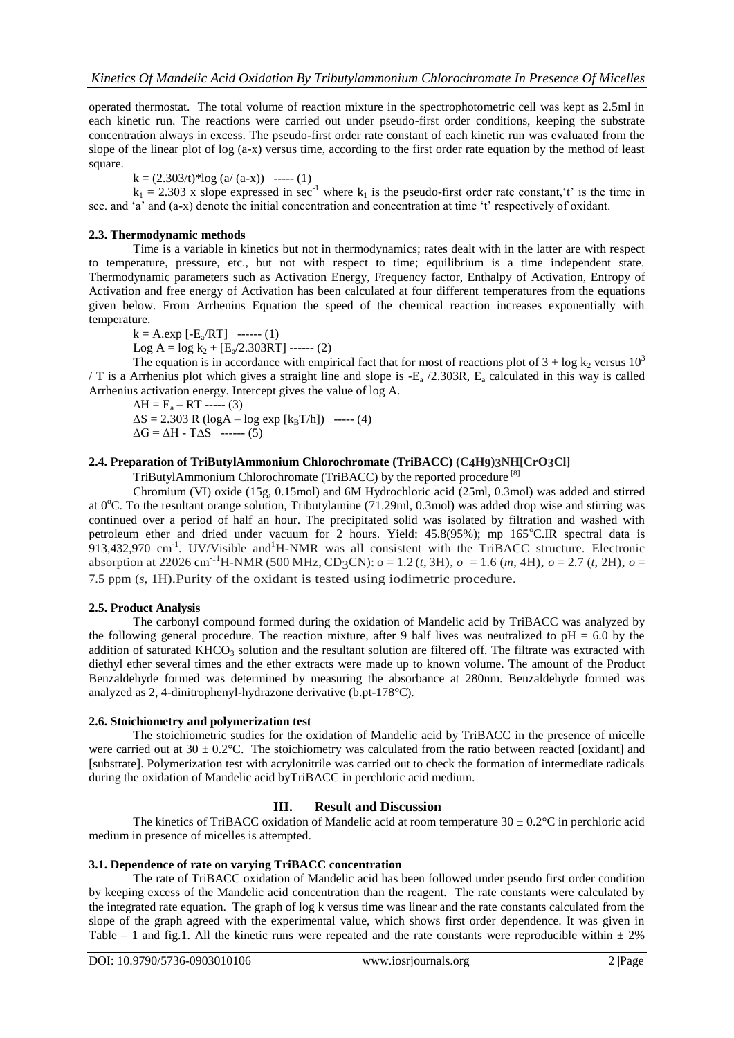operated thermostat. The total volume of reaction mixture in the spectrophotometric cell was kept as 2.5ml in each kinetic run. The reactions were carried out under pseudo-first order conditions, keeping the substrate concentration always in excess. The pseudo-first order rate constant of each kinetic run was evaluated from the slope of the linear plot of log (a-x) versus time, according to the first order rate equation by the method of least square.

$k = (2.303/t)*\log (a/ (a-x))$ ----- (1)

$k_1 = 2.303$ x slope expressed in $sec^{-1}$ where $k_1$ is the pseudo-first order rate constant,'t' is the time in sec. and 'a' and (a-x) denote the initial concentration and concentration at time 't' respectively of oxidant.

### 2.3. Thermodynamic methods

Time is a variable in kinetics but not in thermodynamics; rates dealt with in the latter are with respect to temperature, pressure, etc., but not with respect to time; equilibrium is a time independent state. Thermodynamic parameters such as Activation Energy, Frequency factor, Enthalpy of Activation, Entropy of Activation and free energy of Activation has been calculated at four different temperatures from the equations given below. From Arrhenius Equation the speed of the chemical reaction increases exponentially with temperature.

$k = A.\exp [-E_a/RT]$ ------ (1)

$\text{Log } A = \log k_2 + [E_a/2.303RT]$ ------ (2)

The equation is in accordance with empirical fact that for most of reactions plot of $3 + \log k_2$ versus $10^3 / T$ is a Arrhenius plot which gives a straight line and slope is $-E_a /2.303R$, $E_a$ calculated in this way is called Arrhenius activation energy. Intercept gives the value of log A.

$\Delta H = E_a - RT$ ----- (3)

$\Delta S = 2.303 R (\log A - \log \exp [k_B T/h])$ ----- (4)

$\Delta G = \Delta H - T\Delta S$ ------ (5)

### 2.4. Preparation of TriButylAmmonium Chlorochromate (TriBACC) $(C_4H_9)_3NH[CrO_3Cl]$

TriButylAmmonium Chlorochromate (TriBACC) by the reported procedure [8]

Chromium (VI) oxide (15g, 0.15mol) and 6M Hydrochloric acid (25ml, 0.3mol) was added and stirred at $0^oC$. To the resultant orange solution, Tributylamine (71.29ml, 0.3mol) was added drop wise and stirring was continued over a period of half an hour. The precipitated solid was isolated by filtration and washed with petroleum ether and dried under vacuum for 2 hours. Yield: 45.8(95%); mp $165^oC$.IR spectral data is 913,432,970 $cm^{-1}$. UV/Visible and $^1$H-NMR was all consistent with the TriBACC structure. Electronic absorption at 22026 $cm^{-1}$ $^1$H-NMR (500 MHz, $CD_3CN$): o = 1.2 (*t*, 3H), *o* = 1.6 (*m*, 4H), *o* = 2.7 (*t*, 2H), *o* = 7.5 ppm (*s*, 1H).Purity of the oxidant is tested using iodimetric procedure.

### 2.5. Product Analysis

The carbonyl compound formed during the oxidation of Mandelic acid by TriBACC was analyzed by the following general procedure. The reaction mixture, after 9 half lives was neutralized to pH = 6.0 by the addition of saturated $KHCO_3$ solution and the resultant solution are filtered off. The filtrate was extracted with diethyl ether several times and the ether extracts were made up to known volume. The amount of the Product Benzaldehyde formed was determined by measuring the absorbance at 280nm. Benzaldehyde formed was analyzed as 2, 4-dinitrophenyl-hydrazone derivative (b.pt-178°C).

### 2.6. Stoichiometry and polymerization test

The stoichiometric studies for the oxidation of Mandelic acid by TriBACC in the presence of micelle were carried out at 30 ± 0.2°C. The stoichiometry was calculated from the ratio between reacted [oxidant] and [substrate]. Polymerization test with acrylonitrile was carried out to check the formation of intermediate radicals during the oxidation of Mandelic acid byTriBACC in perchloric acid medium.

## III. Result and Discussion

The kinetics of TriBACC oxidation of Mandelic acid at room temperature 30 ± 0.2°C in perchloric acid medium in presence of micelles is attempted.

### 3.1. Dependence of rate on varying TriBACC concentration

The rate of TriBACC oxidation of Mandelic acid has been followed under pseudo first order condition by keeping excess of the Mandelic acid concentration than the reagent. The rate constants were calculated by the integrated rate equation. The graph of log k versus time was linear and the rate constants calculated from the slope of the graph agreed with the experimental value, which shows first order dependence. It was given in Table – 1 and fig.1. All the kinetic runs were repeated and the rate constants were reproducible within ± 2%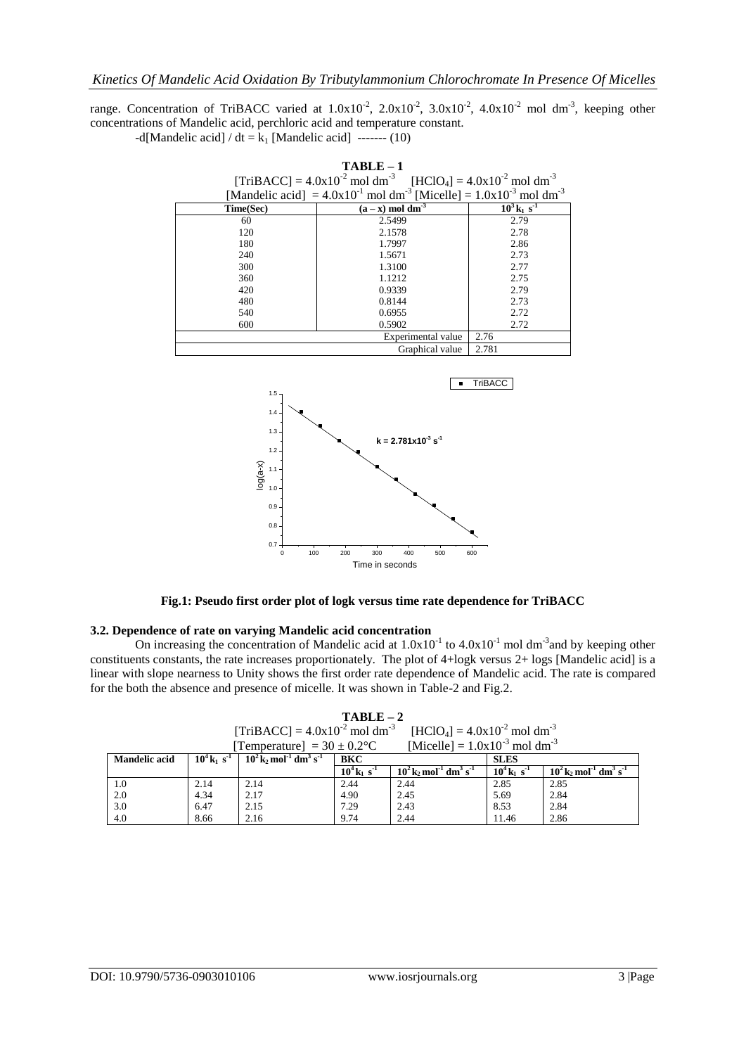range. Concentration of TriBACC varied at $1.0x10^{-2}$, $2.0x10^{-2}$, $3.0x10^{-2}$, $4.0x10^{-2}$ mol $dm^{-3}$, keeping other concentrations of Mandelic acid, perchloric acid and temperature constant.

$$-d[\text{Mandelic acid}] / dt = k_1 [\text{Mandelic acid}] \quad \text{------- (10)}$$

**TABLE – 1**

[TriBACC] = $4.0x10^{-2}$ mol $dm^{-3}$ [$HClO_4$] = $4.0x10^{-2}$ mol $dm^{-3}$
[Mandelic acid] = $4.0x10^{-1}$ mol $dm^{-3}$ [Micelle] = $1.0x10^{-3}$ mol $dm^{-3}$

| Time(Sec) | (a – x) mol $dm^{-3}$ | $10^3 k_1$ $s^{-1}$ |
|---|---|---|
| 60 | 2.5499 | 2.79 |
| 120 | 2.1578 | 2.78 |
| 180 | 1.7997 | 2.86 |
| 240 | 1.5671 | 2.73 |
| 300 | 1.3100 | 2.77 |
| 360 | 1.1212 | 2.75 |
| 420 | 0.9339 | 2.79 |
| 480 | 0.8144 | 2.73 |
| 540 | 0.6955 | 2.72 |
| 600 | 0.5902 | 2.72 |
| | Experimental value | 2.76 |
| | Graphical value | 2.781 |

**Fig.1: Pseudo first order plot of logk versus time rate dependence for TriBACC**

### 3.2. Dependence of rate on varying Mandelic acid concentration

On increasing the concentration of Mandelic acid at $1.0x10^{-1}$ to $4.0x10^{-1}$ mol $dm^{-3}$and by keeping other constituents constants, the rate increases proportionately. The plot of 4+logk versus 2+ logs [Mandelic acid] is a linear with slope nearness to Unity shows the first order rate dependence of Mandelic acid. The rate is compared for the both the absence and presence of micelle. It was shown in Table-2 and Fig.2.

**TABLE – 2**

[TriBACC] = $4.0x10^{-2}$ mol $dm^{-3}$ [$HClO_4$] = $4.0x10^{-2}$ mol $dm^{-3}$
[Temperature] = 30 ± 0.2°C [Micelle] = $1.0x10^{-3}$ mol $dm^{-3}$

| Mandelic acid | $10^4 k_1$ $s^{-1}$ | $10^2 k_2$ $mol^{-1}$ $dm^3$ $s^{-1}$ | BKC | | SLES | |
|---|---|---|---|---|---|---|
| | | | $10^4 k_1$ $s^{-1}$ | $10^2 k_2$ $mol^{-1}$ $dm^3$ $s^{-1}$ | $10^4 k_1$ $s^{-1}$ | $10^2 k_2$ $mol^{-1}$ $dm^3$ $s^{-1}$ |
| 1.0 | 2.14 | 2.14 | 2.44 | 2.44 | 2.85 | 2.85 |
| 2.0 | 4.34 | 2.17 | 4.90 | 2.45 | 5.69 | 2.84 |
| 3.0 | 6.47 | 2.15 | 7.29 | 2.43 | 8.53 | 2.84 |
| 4.0 | 8.66 | 2.16 | 9.74 | 2.44 | 11.46 | 2.86 |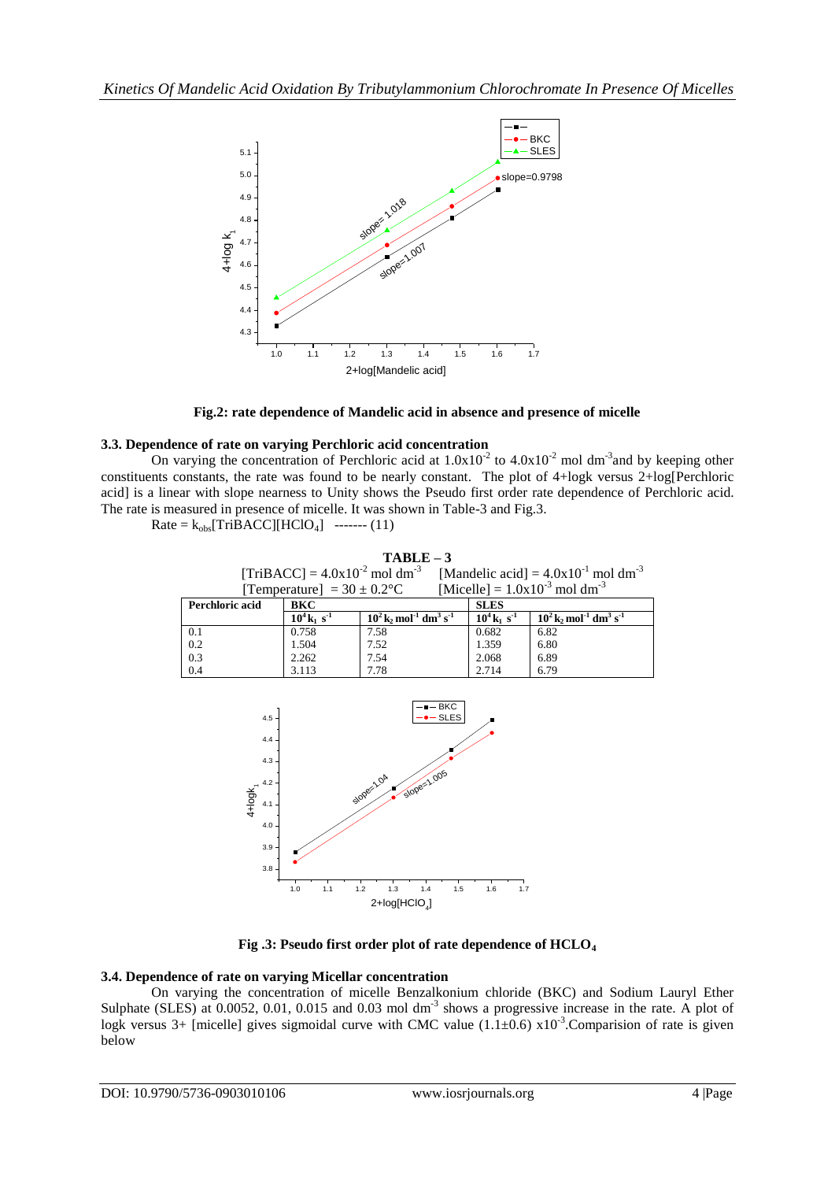Fig.2: rate dependence of Mandelic acid in absence and presence of micelle

### 3.3. Dependence of rate on varying Perchloric acid concentration

On varying the concentration of Perchloric acid at $1.0x10^{-2}$ to $4.0x10^{-2}$ mol $dm^{-3}$ and by keeping other constituents constants, the rate was found to be nearly constant. The plot of 4+logk versus 2+log[Perchloric acid] is a linear with slope nearness to Unity shows the Pseudo first order rate dependence of Perchloric acid. The rate is measured in presence of micelle. It was shown in Table-3 and Fig.3.

Rate = $k_{obs}$[TriBACC][$HClO_4$] ------- (11)

**TABLE – 3**

[TriBACC] = $4.0x10^{-2}$ mol $dm^{-3}$ [Mandelic acid] = $4.0x10^{-1}$ mol $dm^{-3}$
[Temperature] = 30 ± 0.2°C [Micelle] = $1.0x10^{-3}$ mol $dm^{-3}$

| Perchloric acid | BKC | | SLES | |
|---|---|---|---|---|
| | $10^4 k_1$ $s^{-1}$ | $10^2 k_2$ $mol^{-1}$ $dm^3$ $s^{-1}$ | $10^4 k_1$ $s^{-1}$ | $10^2 k_2$ $mol^{-1}$ $dm^3$ $s^{-1}$ |
| 0.1 | 0.758 | 7.58 | 0.682 | 6.82 |
| 0.2 | 1.504 | 7.52 | 1.359 | 6.80 |
| 0.3 | 2.262 | 7.54 | 2.068 | 6.89 |
| 0.4 | 3.113 | 7.78 | 2.714 | 6.79 |

Fig .3: Pseudo first order plot of rate dependence of $HCLO_4$

### 3.4. Dependence of rate on varying Micellar concentration

On varying the concentration of micelle Benzalkonium chloride (BKC) and Sodium Lauryl Ether Sulphate (SLES) at 0.0052, 0.01, 0.015 and 0.03 mol $dm^{-3}$ shows a progressive increase in the rate. A plot of logk versus 3+ [micelle] gives sigmoidal curve with CMC value $(1.1±0.6)$ $x10^{-3}$.Comparision of rate is given below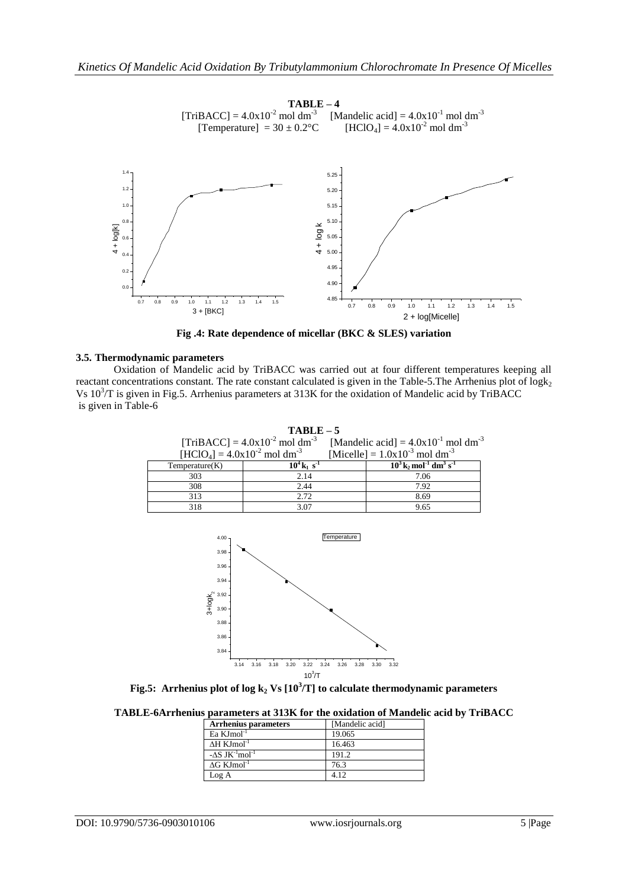**TABLE – 4**

[TriBACC] = $4.0 \times 10^{-2}$ mol dm$^{-3}$ [Mandelic acid] = $4.0 \times 10^{-1}$ mol dm$^{-3}$
[Temperature] = 30 ± 0.2°C [$HClO_4$] = $4.0 \times 10^{-2}$ mol dm$^{-3}$

**Fig .4: Rate dependence of micellar (BKC & SLES) variation**

### 3.5. Thermodynamic parameters

Oxidation of Mandelic acid by TriBACC was carried out at four different temperatures keeping all reactant concentrations constant. The rate constant calculated is given in the Table-5.The Arrhenius plot of $\log k_2$ Vs $10^3/T$ is given in Fig.5. Arrhenius parameters at 313K for the oxidation of Mandelic acid by TriBACC is given in Table-6

**TABLE – 5**

[TriBACC] = $4.0 \times 10^{-2}$ mol dm$^{-3}$ [Mandelic acid] = $4.0 \times 10^{-1}$ mol dm$^{-3}$
[$HClO_4$] = $4.0 \times 10^{-2}$ mol dm$^{-3}$ [Micelle] = $1.0 \times 10^{-3}$ mol dm$^{-3}$

| Temperature(K) | $10^4 k_1$ s$^{-1}$ | $10^3 k_2$ mol$^{-1}$ dm$^3$ s$^{-1}$ |
|---|---|---|
| 303 | 2.14 | 7.06 |
| 308 | 2.44 | 7.92 |
| 313 | 2.72 | 8.69 |
| 318 | 3.07 | 9.65 |

**Fig.5: Arrhenius plot of log $k_2$ Vs [$10^3$/T] to calculate thermodynamic parameters**

**TABLE-6Arrhenius parameters at 313K for the oxidation of Mandelic acid by TriBACC**

| Arrhenius parameters | [Mandelic acid] |
|---|---|
| Ea KJmol$^{-1}$ | 19.065 |
| ΔH KJmol$^{-1}$ | 16.463 |
| -ΔS JK$^{-1}$mol$^{-1}$ | 191.2 |
| ΔG KJmol$^{-1}$ | 76.3 |
| Log A | 4.12 |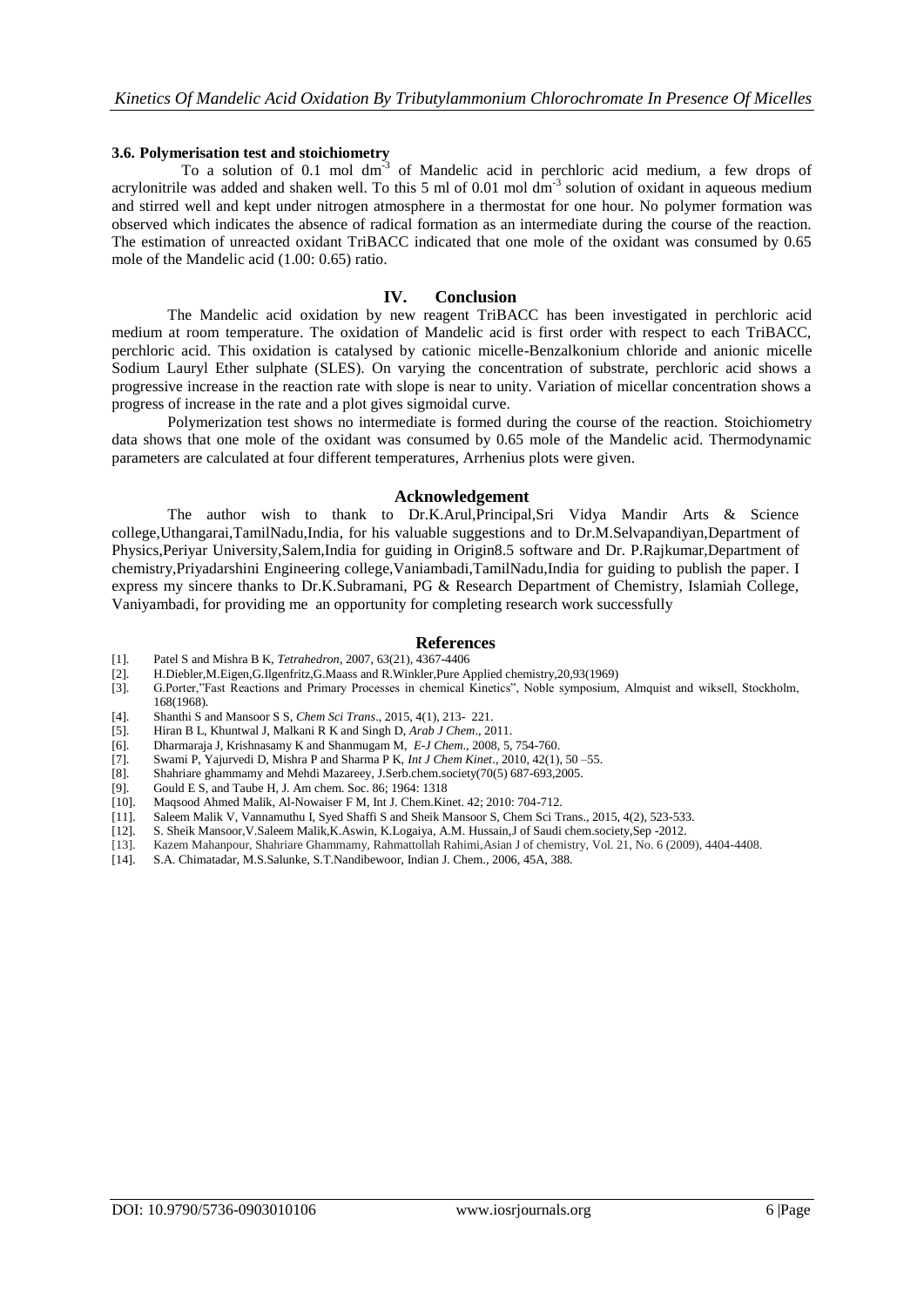### 3.6. Polymerisation test and stoichiometry

To a solution of 0.1 mol $dm^{-3}$ of Mandelic acid in perchloric acid medium, a few drops of acrylonitrile was added and shaken well. To this 5 ml of 0.01 mol $dm^{-3}$ solution of oxidant in aqueous medium and stirred well and kept under nitrogen atmosphere in a thermostat for one hour. No polymer formation was observed which indicates the absence of radical formation as an intermediate during the course of the reaction. The estimation of unreacted oxidant TriBACC indicated that one mole of the oxidant was consumed by 0.65 mole of the Mandelic acid (1.00: 0.65) ratio.

## IV. Conclusion

The Mandelic acid oxidation by new reagent TriBACC has been investigated in perchloric acid medium at room temperature. The oxidation of Mandelic acid is first order with respect to each TriBACC, perchloric acid. This oxidation is catalysed by cationic micelle-Benzalkonium chloride and anionic micelle Sodium Lauryl Ether sulphate (SLES). On varying the concentration of substrate, perchloric acid shows a progressive increase in the reaction rate with slope is near to unity. Variation of micellar concentration shows a progress of increase in the rate and a plot gives sigmoidal curve.

Polymerization test shows no intermediate is formed during the course of the reaction. Stoichiometry data shows that one mole of the oxidant was consumed by 0.65 mole of the Mandelic acid. Thermodynamic parameters are calculated at four different temperatures, Arrhenius plots were given.

## Acknowledgement

The author wish to thank to Dr.K.Arul,Principal,Sri Vidya Mandir Arts & Science college,Uthangarai,TamilNadu,India, for his valuable suggestions and to Dr.M.Selvapandiyan,Department of Physics,Periyar University,Salem,India for guiding in Origin8.5 software and Dr. P.Rajkumar,Department of chemistry,Priyadarshini Engineering college,Vaniambadi,TamilNadu,India for guiding to publish the paper. I express my sincere thanks to Dr.K.Subramani, PG & Research Department of Chemistry, Islamiah College, Vaniyambadi, for providing me an opportunity for completing research work successfully

## References

[1]. Patel S and Mishra B K, *Tetrahedron*, 2007, 63(21), 4367-4406
[2]. H.Diebler,M.Eigen,G.Ilgenfritz,G.Maass and R.Winkler,Pure Applied chemistry,20,93(1969)
[3]. G.Porter,"Fast Reactions and Primary Processes in chemical Kinetics", Noble symposium, Almquist and wiksell, Stockholm, 168(1968).
[4]. Shanthi S and Mansoor S S, *Chem Sci Trans*., 2015, 4(1), 213- 221.
[5]. Hiran B L, Khuntwal J, Malkani R K and Singh D, *Arab J Chem*., 2011.
[6]. Dharmaraja J, Krishnasamy K and Shanmugam M, *E-J Chem*., 2008, 5, 754-760.
[7]. Swami P, Yajurvedi D, Mishra P and Sharma P K, *Int J Chem Kinet*., 2010, 42(1), 50 –55.
[8]. Shahriare ghammamy and Mehdi Mazareey, J.Serb.chem.society(70(5) 687-693,2005.
[9]. Gould E S, and Taube H, J. Am chem. Soc. 86; 1964: 1318
[10]. Maqsood Ahmed Malik, Al-Nowaiser F M, Int J. Chem.Kinet. 42; 2010: 704-712.
[11]. Saleem Malik V, Vannamuthu I, Syed Shaffi S and Sheik Mansoor S, Chem Sci Trans., 2015, 4(2), 523-533.
[12]. S. Sheik Mansoor,V.Saleem Malik,K.Aswin, K.Logaiya, A.M. Hussain,J of Saudi chem.society,Sep -2012.
[13]. Kazem Mahanpour, Shahriare Ghammamy, Rahmattollah Rahimi,Asian J of chemistry, Vol. 21, No. 6 (2009), 4404-4408.
[14]. S.A. Chimatadar, M.S.Salunke, S.T.Nandibewoor, Indian J. Chem., 2006, 45A, 388.